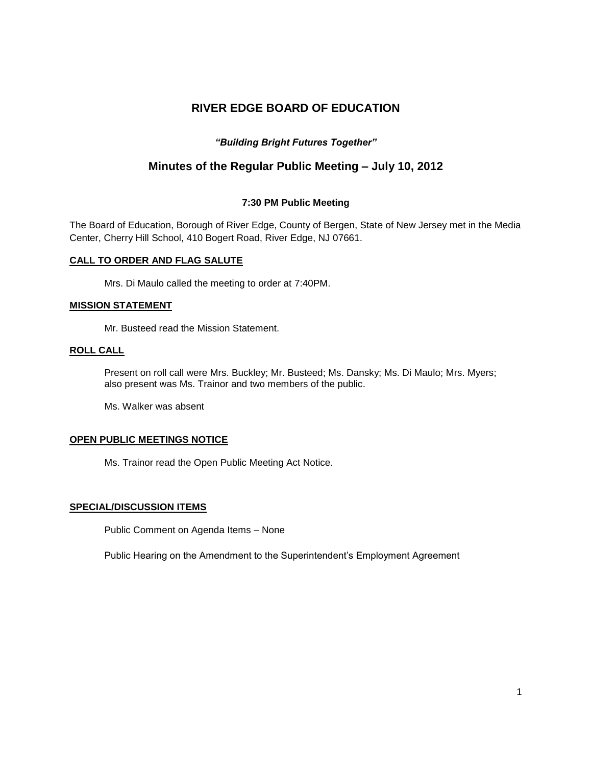# RIVER EDGE BOARD OF EDUCATION

***"Building Bright Futures Together"***

## Minutes of the Regular Public Meeting – July 10, 2012

**7:30 PM Public Meeting**

The Board of Education, Borough of River Edge, County of Bergen, State of New Jersey met in the Media Center, Cherry Hill School, 410 Bogert Road, River Edge, NJ 07661.

### CALL TO ORDER AND FLAG SALUTE

Mrs. Di Maulo called the meeting to order at 7:40PM.

### MISSION STATEMENT

Mr. Busteed read the Mission Statement.

### ROLL CALL

Present on roll call were Mrs. Buckley; Mr. Busteed; Ms. Dansky; Ms. Di Maulo; Mrs. Myers; also present was Ms. Trainor and two members of the public.

Ms. Walker was absent

### OPEN PUBLIC MEETINGS NOTICE

Ms. Trainor read the Open Public Meeting Act Notice.

### SPECIAL/DISCUSSION ITEMS

Public Comment on Agenda Items – None

Public Hearing on the Amendment to the Superintendent's Employment Agreement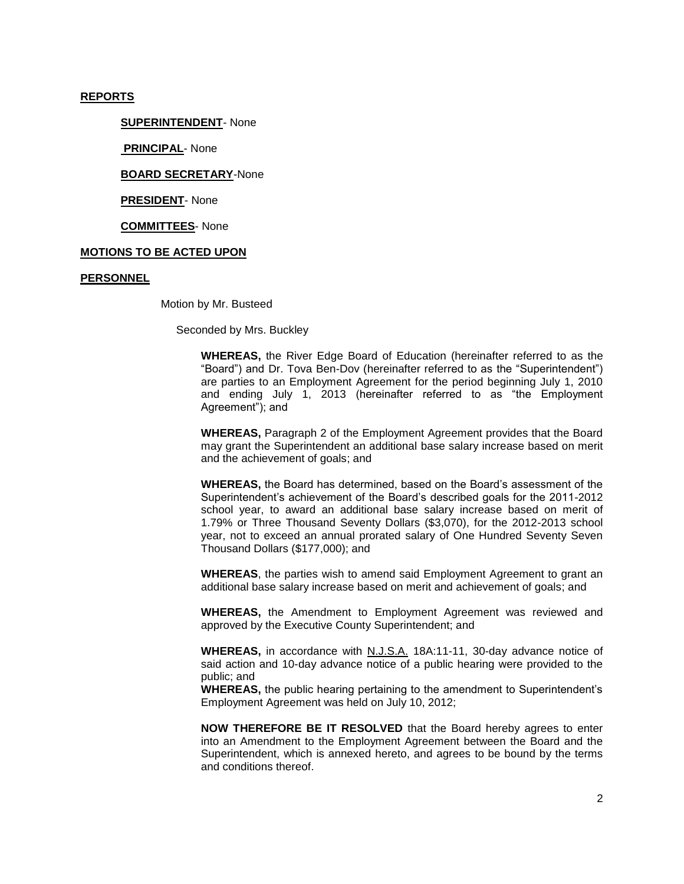**REPORTS**

**SUPERINTENDENT**- None

**PRINCIPAL**- None

**BOARD SECRETARY**-None

**PRESIDENT**- None

**COMMITTEES**- None

**MOTIONS TO BE ACTED UPON**

**PERSONNEL**

Motion by Mr. Busteed

Seconded by Mrs. Buckley

**WHEREAS,** the River Edge Board of Education (hereinafter referred to as the "Board") and Dr. Tova Ben-Dov (hereinafter referred to as the "Superintendent") are parties to an Employment Agreement for the period beginning July 1, 2010 and ending July 1, 2013 (hereinafter referred to as "the Employment Agreement"); and

**WHEREAS,** Paragraph 2 of the Employment Agreement provides that the Board may grant the Superintendent an additional base salary increase based on merit and the achievement of goals; and

**WHEREAS,** the Board has determined, based on the Board's assessment of the Superintendent's achievement of the Board's described goals for the 2011-2012 school year, to award an additional base salary increase based on merit of 1.79% or Three Thousand Seventy Dollars ($3,070), for the 2012-2013 school year, not to exceed an annual prorated salary of One Hundred Seventy Seven Thousand Dollars ($177,000); and

**WHEREAS**, the parties wish to amend said Employment Agreement to grant an additional base salary increase based on merit and achievement of goals; and

**WHEREAS,** the Amendment to Employment Agreement was reviewed and approved by the Executive County Superintendent; and

**WHEREAS,** in accordance with N.J.S.A. 18A:11-11, 30-day advance notice of said action and 10-day advance notice of a public hearing were provided to the public; and

**WHEREAS,** the public hearing pertaining to the amendment to Superintendent's Employment Agreement was held on July 10, 2012;

**NOW THEREFORE BE IT RESOLVED** that the Board hereby agrees to enter into an Amendment to the Employment Agreement between the Board and the Superintendent, which is annexed hereto, and agrees to be bound by the terms and conditions thereof.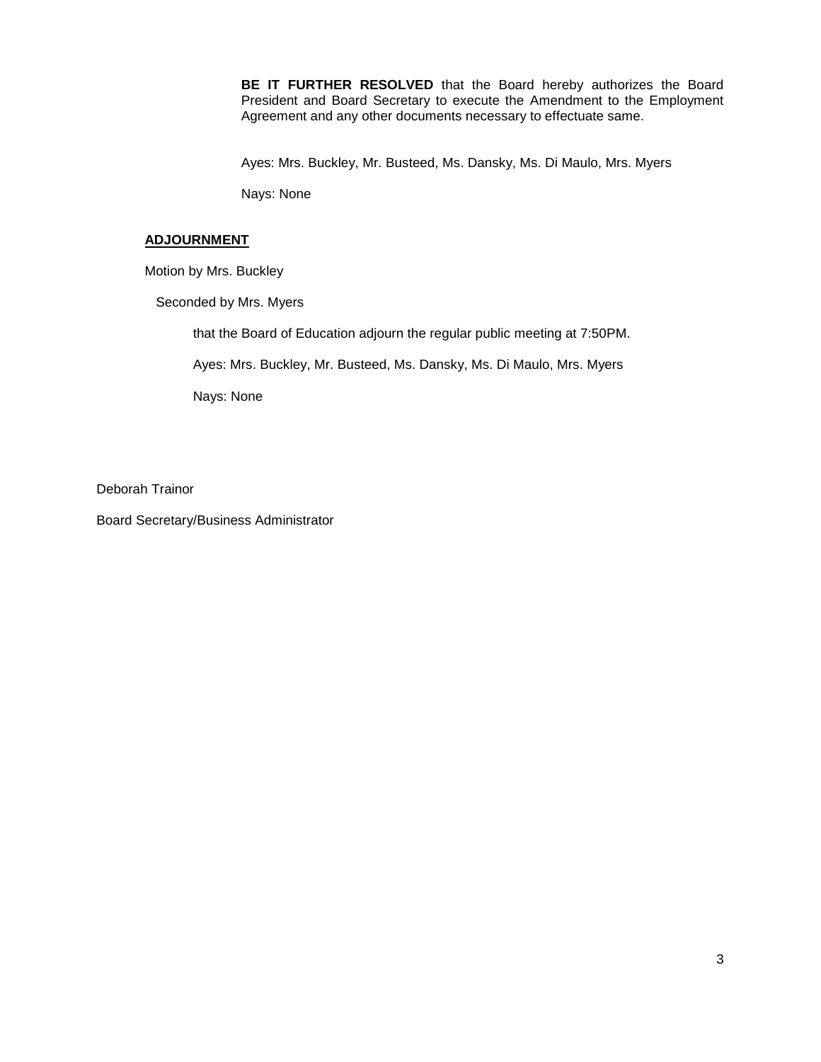**BE IT FURTHER RESOLVED** that the Board hereby authorizes the Board President and Board Secretary to execute the Amendment to the Employment Agreement and any other documents necessary to effectuate same.

Ayes: Mrs. Buckley, Mr. Busteed, Ms. Dansky, Ms. Di Maulo, Mrs. Myers

Nays: None

**ADJOURNMENT**

Motion by Mrs. Buckley

Seconded by Mrs. Myers

that the Board of Education adjourn the regular public meeting at 7:50PM.

Ayes: Mrs. Buckley, Mr. Busteed, Ms. Dansky, Ms. Di Maulo, Mrs. Myers

Nays: None

Deborah Trainor

Board Secretary/Business Administrator